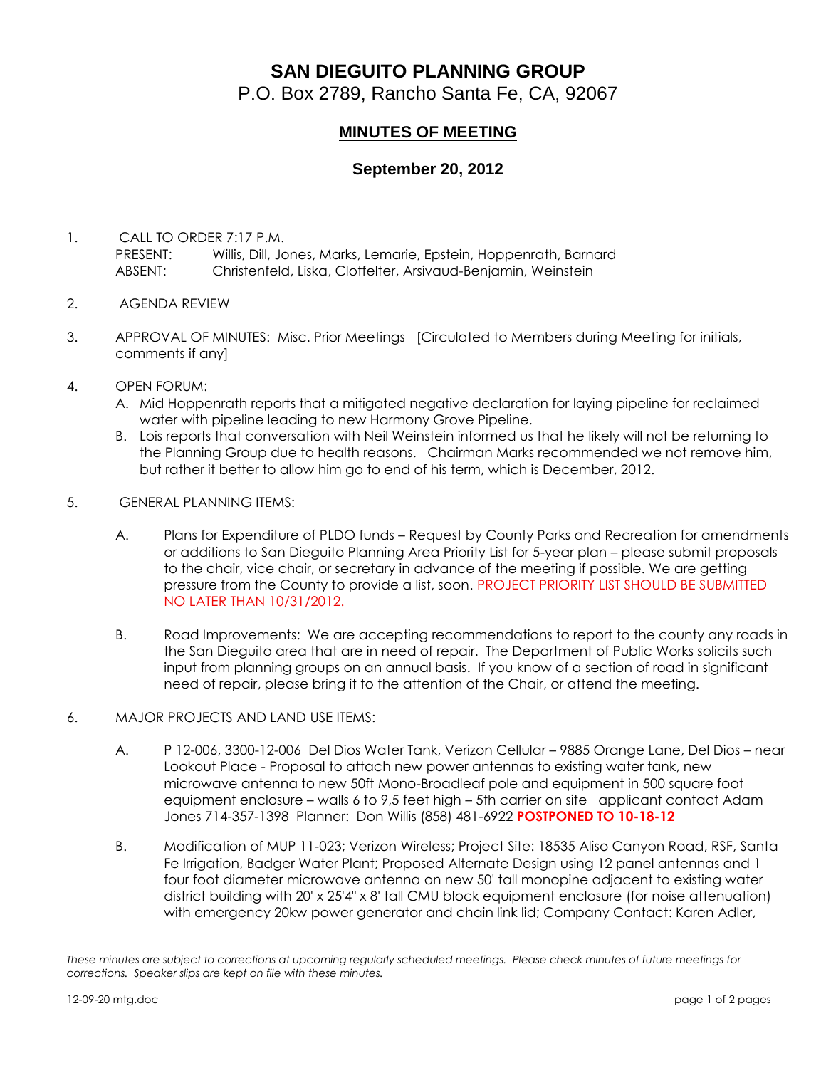# SAN DIEGUITO PLANNING GROUP

P.O. Box 2789, Rancho Santa Fe, CA, 92067

## MINUTES OF MEETING

### September 20, 2012

1. CALL TO ORDER 7:17 P.M.
   PRESENT: Willis, Dill, Jones, Marks, Lemarie, Epstein, Hoppenrath, Barnard
   ABSENT: Christenfeld, Liska, Clotfelter, Arsivaud-Benjamin, Weinstein

2. AGENDA REVIEW

3. APPROVAL OF MINUTES: Misc. Prior Meetings [Circulated to Members during Meeting for initials, comments if any]

4. OPEN FORUM:
   - A. Mid Hoppenrath reports that a mitigated negative declaration for laying pipeline for reclaimed water with pipeline leading to new Harmony Grove Pipeline.
   - B. Lois reports that conversation with Neil Weinstein informed us that he likely will not be returning to the Planning Group due to health reasons. Chairman Marks recommended we not remove him, but rather it better to allow him go to end of his term, which is December, 2012.

5. GENERAL PLANNING ITEMS:
   - A. Plans for Expenditure of PLDO funds – Request by County Parks and Recreation for amendments or additions to San Dieguito Planning Area Priority List for 5-year plan – please submit proposals to the chair, vice chair, or secretary in advance of the meeting if possible. We are getting pressure from the County to provide a list, soon. PROJECT PRIORITY LIST SHOULD BE SUBMITTED NO LATER THAN 10/31/2012.
   - B. Road Improvements: We are accepting recommendations to report to the county any roads in the San Dieguito area that are in need of repair. The Department of Public Works solicits such input from planning groups on an annual basis. If you know of a section of road in significant need of repair, please bring it to the attention of the Chair, or attend the meeting.

6. MAJOR PROJECTS AND LAND USE ITEMS:
   - A. P 12-006, 3300-12-006 Del Dios Water Tank, Verizon Cellular – 9885 Orange Lane, Del Dios – near Lookout Place - Proposal to attach new power antennas to existing water tank, new microwave antenna to new 50ft Mono-Broadleaf pole and equipment in 500 square foot equipment enclosure – walls 6 to 9,5 feet high – 5th carrier on site applicant contact Adam Jones 714-357-1398 Planner: Don Willis (858) 481-6922 **POSTPONED TO 10-18-12**
   - B. Modification of MUP 11-023; Verizon Wireless; Project Site: 18535 Aliso Canyon Road, RSF, Santa Fe Irrigation, Badger Water Plant; Proposed Alternate Design using 12 panel antennas and 1 four foot diameter microwave antenna on new 50' tall monopine adjacent to existing water district building with 20' x 25'4" x 8' tall CMU block equipment enclosure (for noise attenuation) with emergency 20kw power generator and chain link lid; Company Contact: Karen Adler,

*These minutes are subject to corrections at upcoming regularly scheduled meetings. Please check minutes of future meetings for corrections. Speaker slips are kept on file with these minutes.*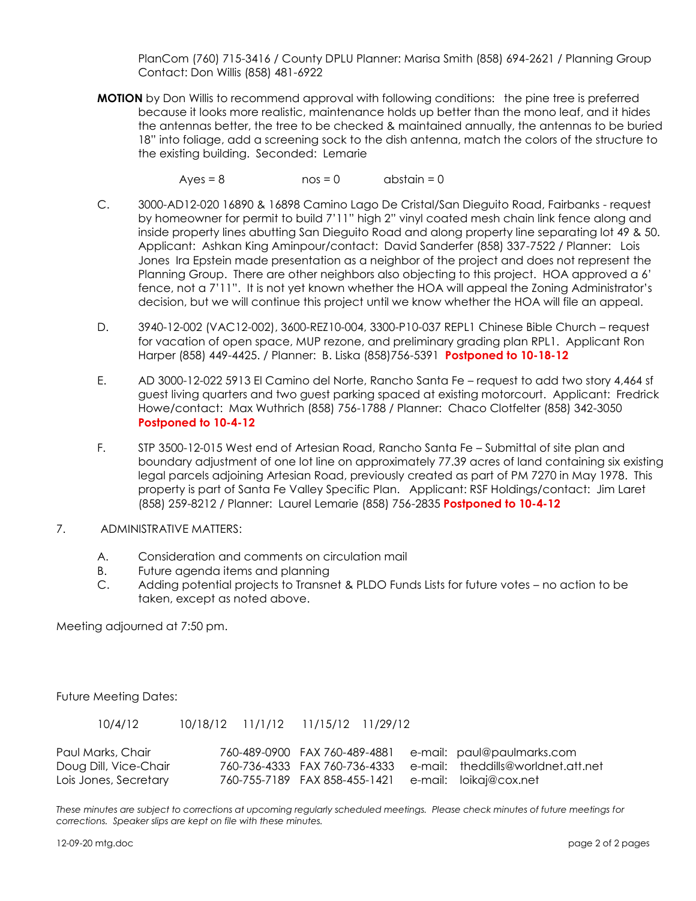PlanCom (760) 715-3416 / County DPLU Planner: Marisa Smith (858) 694-2621 / Planning Group Contact: Don Willis (858) 481-6922

**MOTION** by Don Willis to recommend approval with following conditions: the pine tree is preferred because it looks more realistic, maintenance holds up better than the mono leaf, and it hides the antennas better, the tree to be checked & maintained annually, the antennas to be buried 18" into foliage, add a screening sock to the dish antenna, match the colors of the structure to the existing building. Seconded: Lemarie

Ayes = 8 nos = 0 abstain = 0

C. 3000-AD12-020 16890 & 16898 Camino Lago De Cristal/San Dieguito Road, Fairbanks - request by homeowner for permit to build 7'11" high 2" vinyl coated mesh chain link fence along and inside property lines abutting San Dieguito Road and along property line separating lot 49 & 50. Applicant: Ashkan King Aminpour/contact: David Sanderfer (858) 337-7522 / Planner: Lois Jones Ira Epstein made presentation as a neighbor of the project and does not represent the Planning Group. There are other neighbors also objecting to this project. HOA approved a 6' fence, not a 7'11". It is not yet known whether the HOA will appeal the Zoning Administrator's decision, but we will continue this project until we know whether the HOA will file an appeal.

D. 3940-12-002 (VAC12-002), 3600-REZ10-004, 3300-P10-037 REPL1 Chinese Bible Church – request for vacation of open space, MUP rezone, and preliminary grading plan RPL1. Applicant Ron Harper (858) 449-4425. / Planner: B. Liska (858)756-5391 **Postponed to 10-18-12**

E. AD 3000-12-022 5913 El Camino del Norte, Rancho Santa Fe – request to add two story 4,464 sf guest living quarters and two guest parking spaced at existing motorcourt. Applicant: Fredrick Howe/contact: Max Wuthrich (858) 756-1788 / Planner: Chaco Clotfelter (858) 342-3050 **Postponed to 10-4-12**

F. STP 3500-12-015 West end of Artesian Road, Rancho Santa Fe – Submittal of site plan and boundary adjustment of one lot line on approximately 77.39 acres of land containing six existing legal parcels adjoining Artesian Road, previously created as part of PM 7270 in May 1978. This property is part of Santa Fe Valley Specific Plan. Applicant: RSF Holdings/contact: Jim Laret (858) 259-8212 / Planner: Laurel Lemarie (858) 756-2835 **Postponed to 10-4-12**

7. ADMINISTRATIVE MATTERS:

A. Consideration and comments on circulation mail
B. Future agenda items and planning
C. Adding potential projects to Transnet & PLDO Funds Lists for future votes – no action to be taken, except as noted above.

Meeting adjourned at 7:50 pm.

Future Meeting Dates:

10/4/12 10/18/12 11/1/12 11/15/12 11/29/12

| | | | |
|---|---|---|---|
| Paul Marks, Chair | 760-489-0900 | FAX 760-489-4881 | e-mail: paul@paulmarks.com |
| Doug Dill, Vice-Chair | 760-736-4333 | FAX 760-736-4333 | e-mail: theddills@worldnet.att.net |
| Lois Jones, Secretary | 760-755-7189 | FAX 858-455-1421 | e-mail: loikaj@cox.net |

*These minutes are subject to corrections at upcoming regularly scheduled meetings. Please check minutes of future meetings for corrections. Speaker slips are kept on file with these minutes.*

12-09-20 mtg.doc